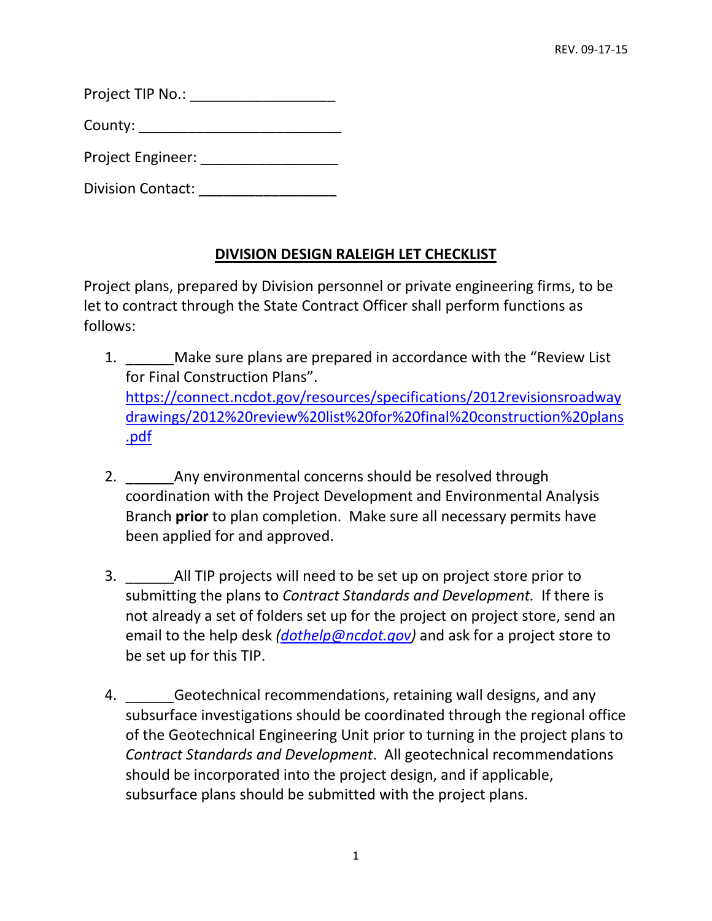REV. 09-17-15

Project TIP No.: ___________________

County: __________________________

Project Engineer: _________________

Division Contact: _________________

## DIVISION DESIGN RALEIGH LET CHECKLIST

Project plans, prepared by Division personnel or private engineering firms, to be let to contract through the State Contract Officer shall perform functions as follows:

1. ______Make sure plans are prepared in accordance with the "Review List for Final Construction Plans". https://connect.ncdot.gov/resources/specifications/2012revisionsroadwaydrawings/2012%20review%20list%20for%20final%20construction%20plans.pdf

2. ______Any environmental concerns should be resolved through coordination with the Project Development and Environmental Analysis Branch **prior** to plan completion. Make sure all necessary permits have been applied for and approved.

3. ______All TIP projects will need to be set up on project store prior to submitting the plans to *Contract Standards and Development.* If there is not already a set of folders set up for the project on project store, send an email to the help desk *(dothelp@ncdot.gov)* and ask for a project store to be set up for this TIP.

4. ______Geotechnical recommendations, retaining wall designs, and any subsurface investigations should be coordinated through the regional office of the Geotechnical Engineering Unit prior to turning in the project plans to *Contract Standards and Development*. All geotechnical recommendations should be incorporated into the project design, and if applicable, subsurface plans should be submitted with the project plans.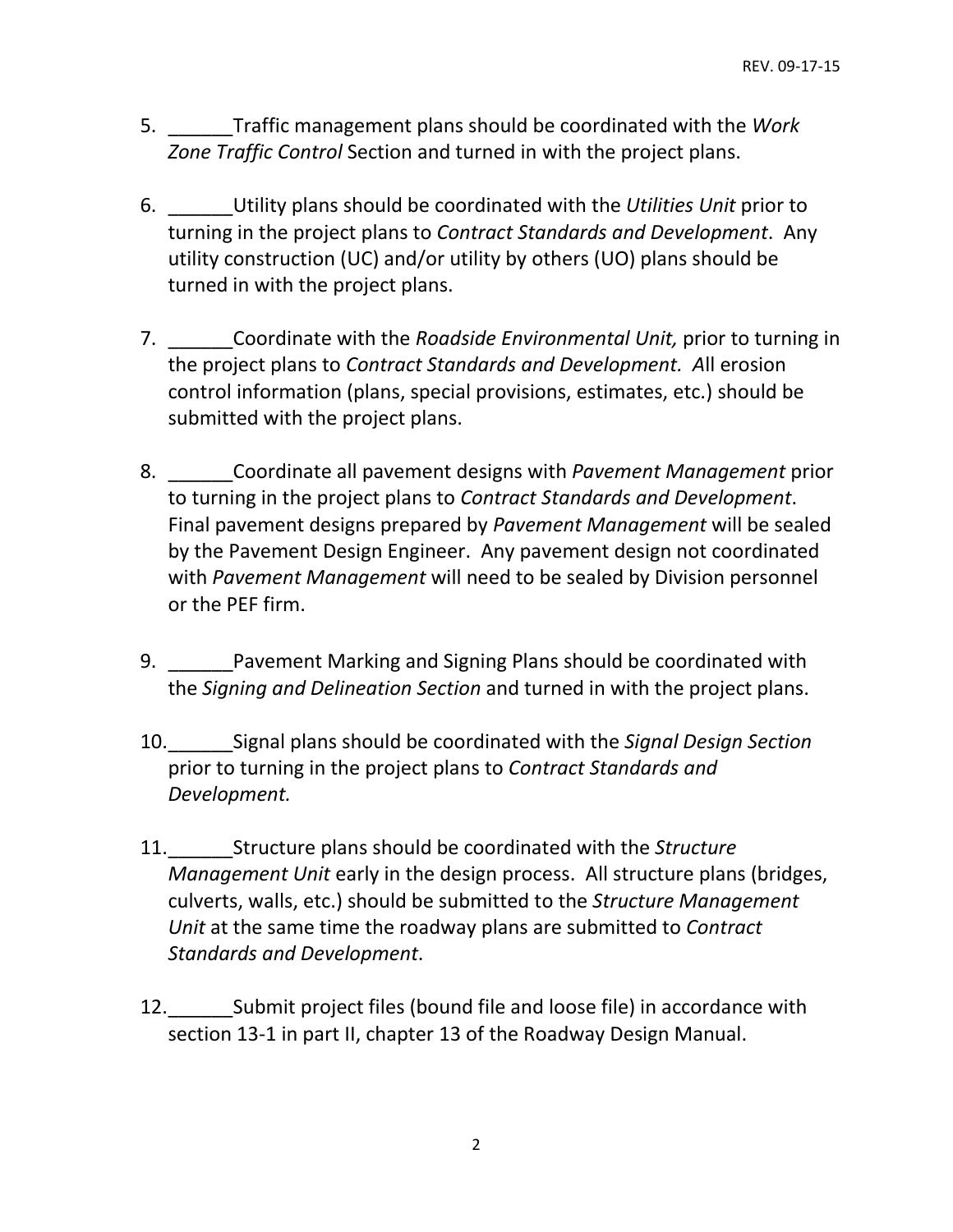5. ______Traffic management plans should be coordinated with the *Work Zone Traffic Control* Section and turned in with the project plans.

6. ______Utility plans should be coordinated with the *Utilities Unit* prior to turning in the project plans to *Contract Standards and Development*. Any utility construction (UC) and/or utility by others (UO) plans should be turned in with the project plans.

7. ______Coordinate with the *Roadside Environmental Unit,* prior to turning in the project plans to *Contract Standards and Development. A*ll erosion control information (plans, special provisions, estimates, etc.) should be submitted with the project plans.

8. ______Coordinate all pavement designs with *Pavement Management* prior to turning in the project plans to *Contract Standards and Development*. Final pavement designs prepared by *Pavement Management* will be sealed by the Pavement Design Engineer. Any pavement design not coordinated with *Pavement Management* will need to be sealed by Division personnel or the PEF firm.

9. ______Pavement Marking and Signing Plans should be coordinated with the *Signing and Delineation Section* and turned in with the project plans.

10. ______Signal plans should be coordinated with the *Signal Design Section* prior to turning in the project plans to *Contract Standards and Development.*

11. ______Structure plans should be coordinated with the *Structure Management Unit* early in the design process. All structure plans (bridges, culverts, walls, etc.) should be submitted to the *Structure Management Unit* at the same time the roadway plans are submitted to *Contract Standards and Development*.

12. ______Submit project files (bound file and loose file) in accordance with section 13-1 in part II, chapter 13 of the Roadway Design Manual.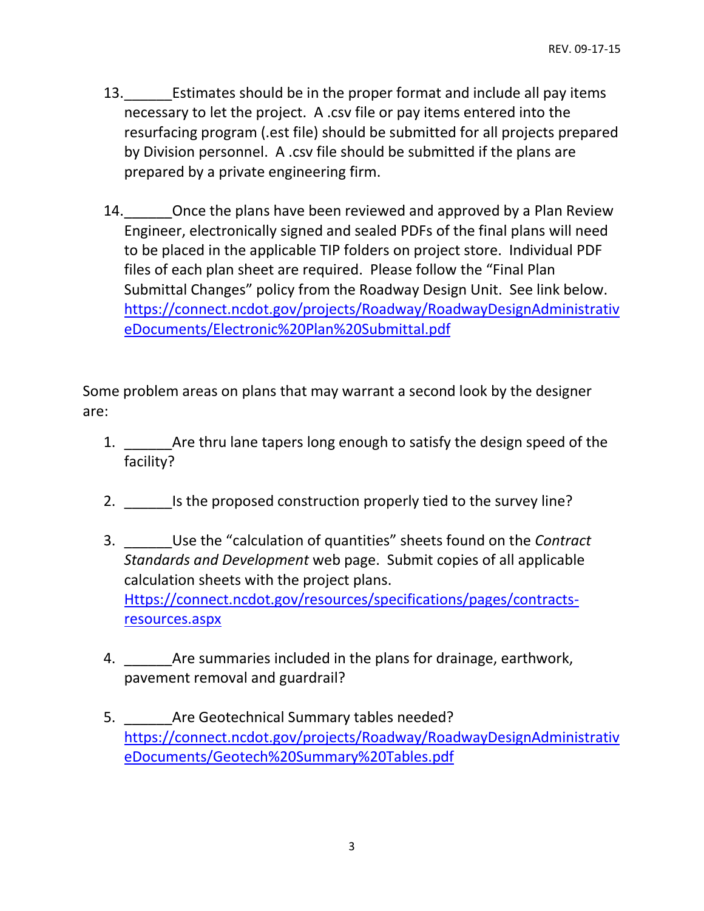13.______Estimates should be in the proper format and include all pay items necessary to let the project. A .csv file or pay items entered into the resurfacing program (.est file) should be submitted for all projects prepared by Division personnel. A .csv file should be submitted if the plans are prepared by a private engineering firm.

14.______Once the plans have been reviewed and approved by a Plan Review Engineer, electronically signed and sealed PDFs of the final plans will need to be placed in the applicable TIP folders on project store. Individual PDF files of each plan sheet are required. Please follow the "Final Plan Submittal Changes" policy from the Roadway Design Unit. See link below. https://connect.ncdot.gov/projects/Roadway/RoadwayDesignAdministrativeDocuments/Electronic%20Plan%20Submittal.pdf

Some problem areas on plans that may warrant a second look by the designer are:

1. ______Are thru lane tapers long enough to satisfy the design speed of the facility?

2. ______Is the proposed construction properly tied to the survey line?

3. ______Use the "calculation of quantities" sheets found on the *Contract Standards and Development* web page. Submit copies of all applicable calculation sheets with the project plans. Https://connect.ncdot.gov/resources/specifications/pages/contracts-resources.aspx

4. ______Are summaries included in the plans for drainage, earthwork, pavement removal and guardrail?

5. ______Are Geotechnical Summary tables needed? https://connect.ncdot.gov/projects/Roadway/RoadwayDesignAdministrativeDocuments/Geotech%20Summary%20Tables.pdf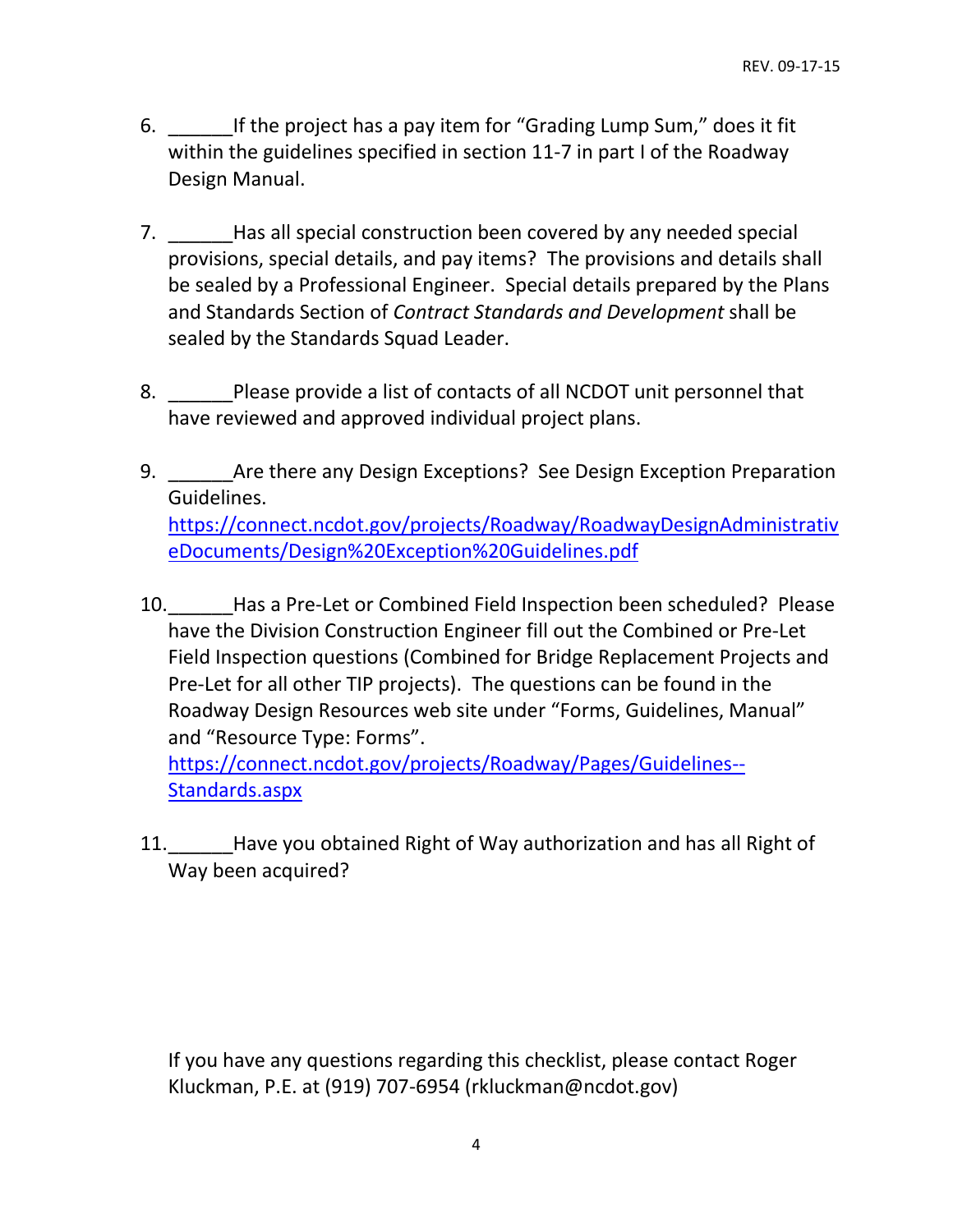6. ______If the project has a pay item for “Grading Lump Sum,” does it fit within the guidelines specified in section 11-7 in part I of the Roadway Design Manual.

7. ______Has all special construction been covered by any needed special provisions, special details, and pay items? The provisions and details shall be sealed by a Professional Engineer. Special details prepared by the Plans and Standards Section of *Contract Standards and Development* shall be sealed by the Standards Squad Leader.

8. ______Please provide a list of contacts of all NCDOT unit personnel that have reviewed and approved individual project plans.

9. ______Are there any Design Exceptions? See Design Exception Preparation Guidelines.
[https://connect.ncdot.gov/projects/Roadway/RoadwayDesignAdministrativeDocuments/Design%20Exception%20Guidelines.pdf](https://connect.ncdot.gov/projects/Roadway/RoadwayDesignAdministrativeDocuments/Design%20Exception%20Guidelines.pdf)

10. ______Has a Pre-Let or Combined Field Inspection been scheduled? Please have the Division Construction Engineer fill out the Combined or Pre-Let Field Inspection questions (Combined for Bridge Replacement Projects and Pre-Let for all other TIP projects). The questions can be found in the Roadway Design Resources web site under “Forms, Guidelines, Manual” and “Resource Type: Forms”.
[https://connect.ncdot.gov/projects/Roadway/Pages/Guidelines--Standards.aspx](https://connect.ncdot.gov/projects/Roadway/Pages/Guidelines--Standards.aspx)

11. ______Have you obtained Right of Way authorization and has all Right of Way been acquired?

If you have any questions regarding this checklist, please contact Roger Kluckman, P.E. at (919) 707-6954 (rkluckman@ncdot.gov)